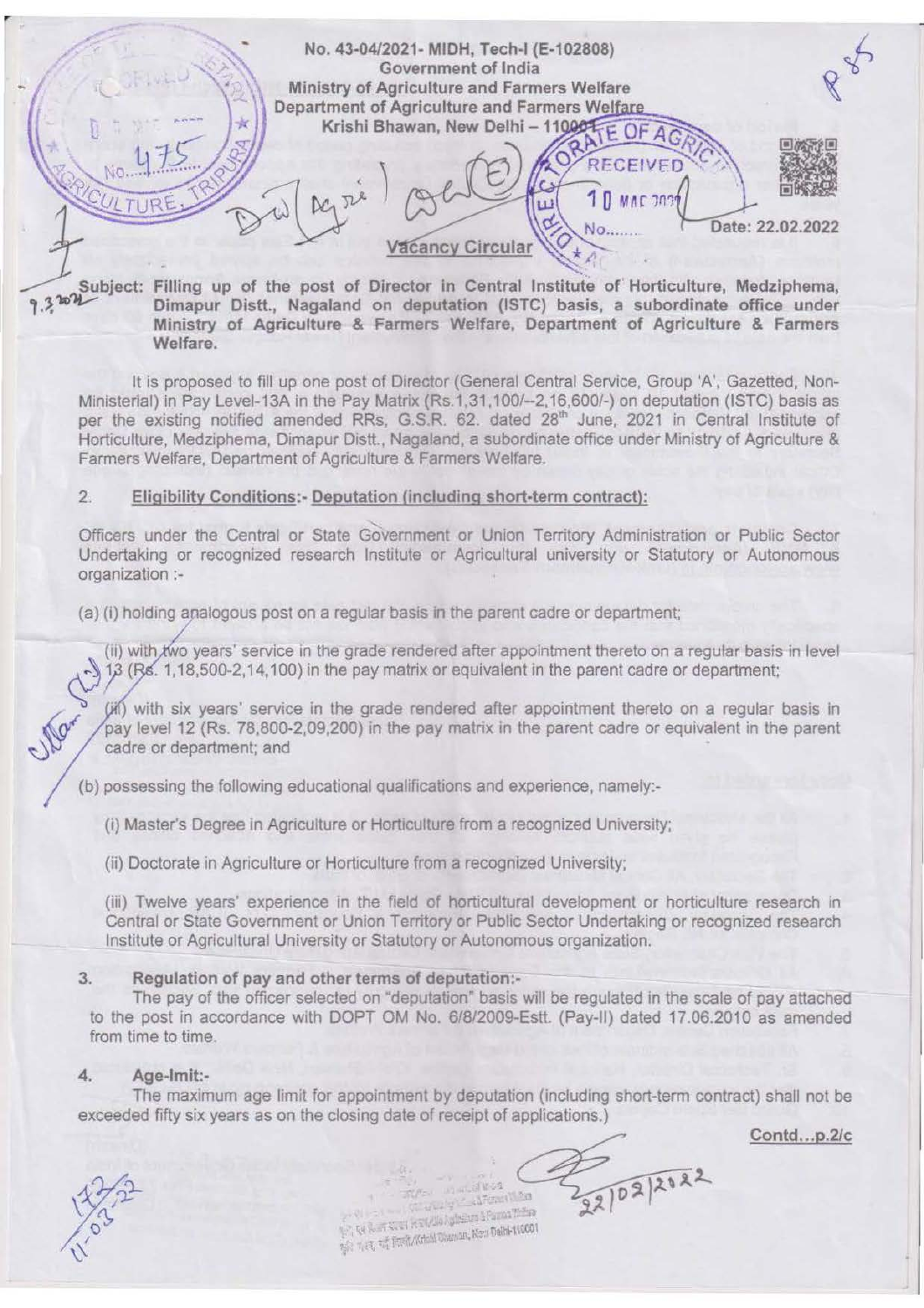No. 43-04/2021- MIDH, Tech-I (E-102808)
Government of India
Ministry of Agriculture and Farmers Welfare
Department of Agriculture and Farmers Welfare
Krishi Bhawan, New Delhi – 110001

Date: 22.02.2022

**Vacancy Circular**

**Subject: Filling up of the post of Director in Central Institute of Horticulture, Medziphema, Dimapur Distt., Nagaland on deputation (ISTC) basis, a subordinate office under Ministry of Agriculture & Farmers Welfare, Department of Agriculture & Farmers Welfare.**

It is proposed to fill up one post of Director (General Central Service, Group 'A', Gazetted, Non-Ministerial) in Pay Level-13A in the Pay Matrix (Rs.1,31,100/--2,16,600/-) on deputation (ISTC) basis as per the existing notified amended RRs, G.S.R. 62. dated 28th June, 2021 in Central Institute of Horticulture, Medziphema, Dimapur Distt., Nagaland, a subordinate office under Ministry of Agriculture & Farmers Welfare, Department of Agriculture & Farmers Welfare.

2. **Eligibility Conditions:- Deputation (including short-term contract):**

Officers under the Central or State Government or Union Territory Administration or Public Sector Undertaking or recognized research Institute or Agricultural university or Statutory or Autonomous organization :-

(a) (i) holding analogous post on a regular basis in the parent cadre or department;

(ii) with two years' service in the grade rendered after appointment thereto on a regular basis in level 13 (Rs. 1,18,500-2,14,100) in the pay matrix or equivalent in the parent cadre or department;

(iii) with six years' service in the grade rendered after appointment thereto on a regular basis in pay level 12 (Rs. 78,800-2,09,200) in the pay matrix in the parent cadre or equivalent in the parent cadre or department; and

(b) possessing the following educational qualifications and experience, namely:-

(i) Master's Degree in Agriculture or Horticulture from a recognized University;

(ii) Doctorate in Agriculture or Horticulture from a recognized University;

(iii) Twelve years' experience in the field of horticultural development or horticulture research in Central or State Government or Union Territory or Public Sector Undertaking or recognized research Institute or Agricultural University or Statutory or Autonomous organization.

3. **Regulation of pay and other terms of deputation:-**

The pay of the officer selected on "deputation" basis will be regulated in the scale of pay attached to the post in accordance with DOPT OM No. 6/8/2009-Estt. (Pay-II) dated 17.06.2010 as amended from time to time.

4. **Age-lmit:-**

The maximum age limit for appointment by deputation (including short-term contract) shall not be exceeded fifty six years as on the closing date of receipt of applications.)

Contd...p.2/c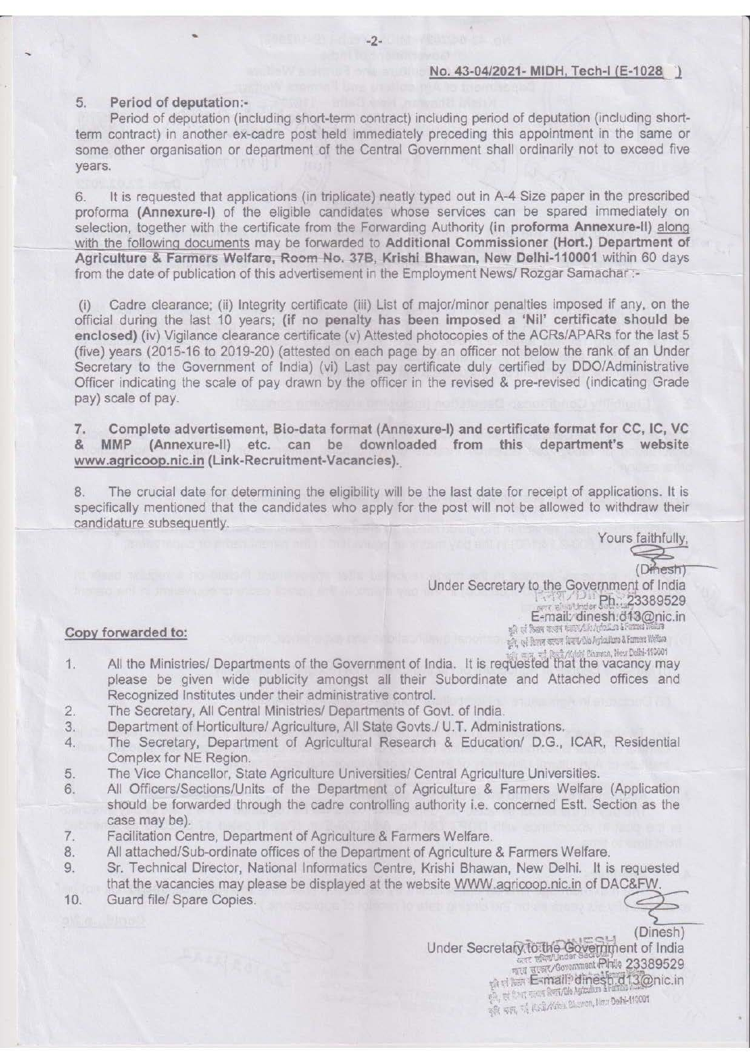No. 43-04/2021- MIDH, Tech-I (E-1028 )

5. **Period of deputation:-**

Period of deputation (including short-term contract) including period of deputation (including short-term contract) in another ex-cadre post held immediately preceding this appointment in the same or some other organisation or department of the Central Government shall ordinarily not to exceed five years.

6. It is requested that applications (in triplicate) neatly typed out in A-4 Size paper in the prescribed proforma **(Annexure-I)** of the eligible candidates whose services can be spared immediately on selection, together with the certificate from the Forwarding Authority **(in proforma Annexure-II)** along with the following documents may be forwarded to **Additional Commissioner (Hort.) Department of Agriculture & Farmers Welfare, Room No. 37B, Krishi Bhawan, New Delhi-110001** within 60 days from the date of publication of this advertisement in the Employment News/ Rozgar Samachar :-

(i) Cadre clearance; (ii) Integrity certificate (iii) List of major/minor penalties imposed if any, on the official during the last 10 years; **(if no penalty has been imposed a 'Nil' certificate should be enclosed)** (iv) Vigilance clearance certificate (v) Attested photocopies of the ACRs/APARs for the last 5 (five) years (2015-16 to 2019-20) (attested on each page by an officer not below the rank of an Under Secretary to the Government of India) (vi) Last pay certificate duly certified by DDO/Administrative Officer indicating the scale of pay drawn by the officer in the revised & pre-revised (indicating Grade pay) scale of pay.

7. **Complete advertisement, Bio-data format (Annexure-I) and certificate format for CC, IC, VC & MMP (Annexure-II) etc. can be downloaded from this department's website www.agricoop.nic.in (Link-Recruitment-Vacancies).**

8. The crucial date for determining the eligibility will be the last date for receipt of applications. It is specifically mentioned that the candidates who apply for the post will not be allowed to withdraw their candidature subsequently.

Yours faithfully,

(Dinesh)
Under Secretary to the Government of India
Ph. 23389529
E-mail: dinesh.d13@nic.in

**Copy forwarded to:**

1. All the Ministries/ Departments of the Government of India. It is requested that the vacancy may please be given wide publicity amongst all their Subordinate and Attached offices and Recognized Institutes under their administrative control.
2. The Secretary, All Central Ministries/ Departments of Govt. of India.
3. Department of Horticulture/ Agriculture, All State Govts./ U.T. Administrations.
4. The Secretary, Department of Agricultural Research & Education/ D.G., ICAR, Residential Complex for NE Region.
5. The Vice Chancellor, State Agriculture Universities/ Central Agriculture Universities.
6. All Officers/Sections/Units of the Department of Agriculture & Farmers Welfare (Application should be forwarded through the cadre controlling authority i.e. concerned Estt. Section as the case may be).
7. Facilitation Centre, Department of Agriculture & Farmers Welfare.
8. All attached/Sub-ordinate offices of the Department of Agriculture & Farmers Welfare.
9. Sr. Technical Director, National Informatics Centre, Krishi Bhawan, New Delhi. It is requested that the vacancies may please be displayed at the website WWW.agricoop.nic.in of DAC&FW.
10. Guard file/ Spare Copies.

(Dinesh)
Under Secretary to the Government of India
Ph. 23389529
Email: dinesh.d13@nic.in